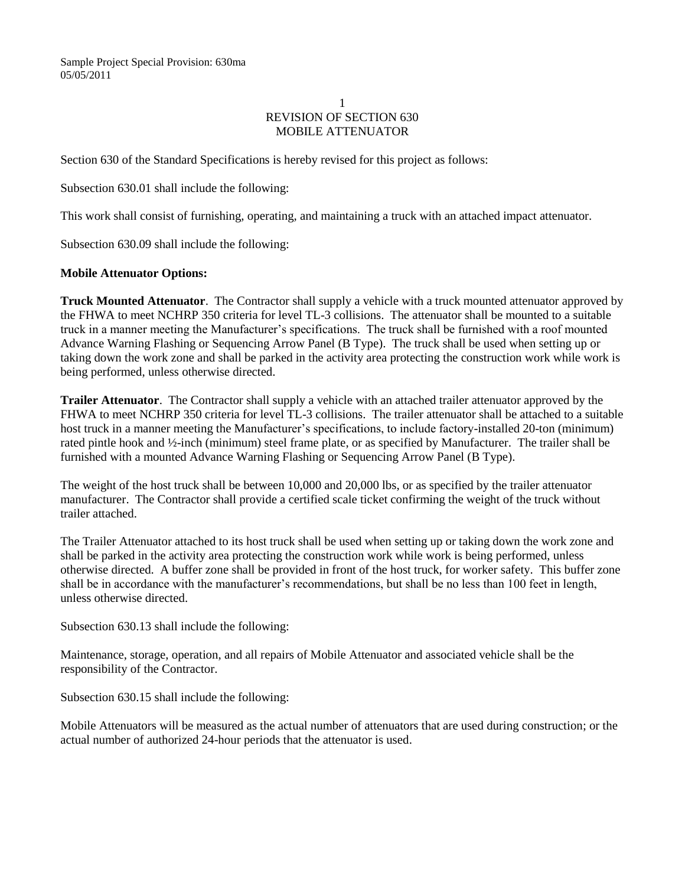Sample Project Special Provision: 630ma
05/05/2011

# REVISION OF SECTION 630
# MOBILE ATTENUATOR

Section 630 of the Standard Specifications is hereby revised for this project as follows:

Subsection 630.01 shall include the following:

This work shall consist of furnishing, operating, and maintaining a truck with an attached impact attenuator.

Subsection 630.09 shall include the following:

**Mobile Attenuator Options:**

**Truck Mounted Attenuator**. The Contractor shall supply a vehicle with a truck mounted attenuator approved by the FHWA to meet NCHRP 350 criteria for level TL-3 collisions. The attenuator shall be mounted to a suitable truck in a manner meeting the Manufacturer's specifications. The truck shall be furnished with a roof mounted Advance Warning Flashing or Sequencing Arrow Panel (B Type). The truck shall be used when setting up or taking down the work zone and shall be parked in the activity area protecting the construction work while work is being performed, unless otherwise directed.

**Trailer Attenuator**. The Contractor shall supply a vehicle with an attached trailer attenuator approved by the FHWA to meet NCHRP 350 criteria for level TL-3 collisions. The trailer attenuator shall be attached to a suitable host truck in a manner meeting the Manufacturer's specifications, to include factory-installed 20-ton (minimum) rated pintle hook and ½-inch (minimum) steel frame plate, or as specified by Manufacturer. The trailer shall be furnished with a mounted Advance Warning Flashing or Sequencing Arrow Panel (B Type).

The weight of the host truck shall be between 10,000 and 20,000 lbs, or as specified by the trailer attenuator manufacturer. The Contractor shall provide a certified scale ticket confirming the weight of the truck without trailer attached.

The Trailer Attenuator attached to its host truck shall be used when setting up or taking down the work zone and shall be parked in the activity area protecting the construction work while work is being performed, unless otherwise directed. A buffer zone shall be provided in front of the host truck, for worker safety. This buffer zone shall be in accordance with the manufacturer's recommendations, but shall be no less than 100 feet in length, unless otherwise directed.

Subsection 630.13 shall include the following:

Maintenance, storage, operation, and all repairs of Mobile Attenuator and associated vehicle shall be the responsibility of the Contractor.

Subsection 630.15 shall include the following:

Mobile Attenuators will be measured as the actual number of attenuators that are used during construction; or the actual number of authorized 24-hour periods that the attenuator is used.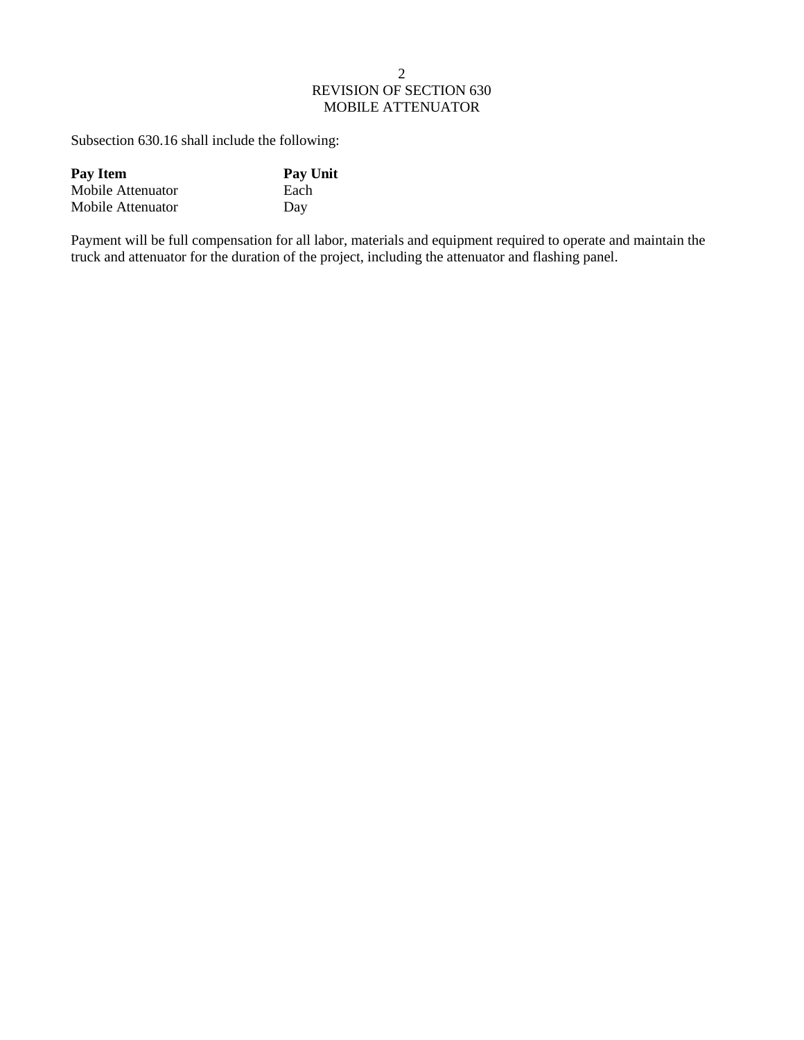## REVISION OF SECTION 630
## MOBILE ATTENUATOR

Subsection 630.16 shall include the following:

| **Pay Item** | **Pay Unit** |
|---|---|
| Mobile Attenuator | Each |
| Mobile Attenuator | Day |

Payment will be full compensation for all labor, materials and equipment required to operate and maintain the truck and attenuator for the duration of the project, including the attenuator and flashing panel.